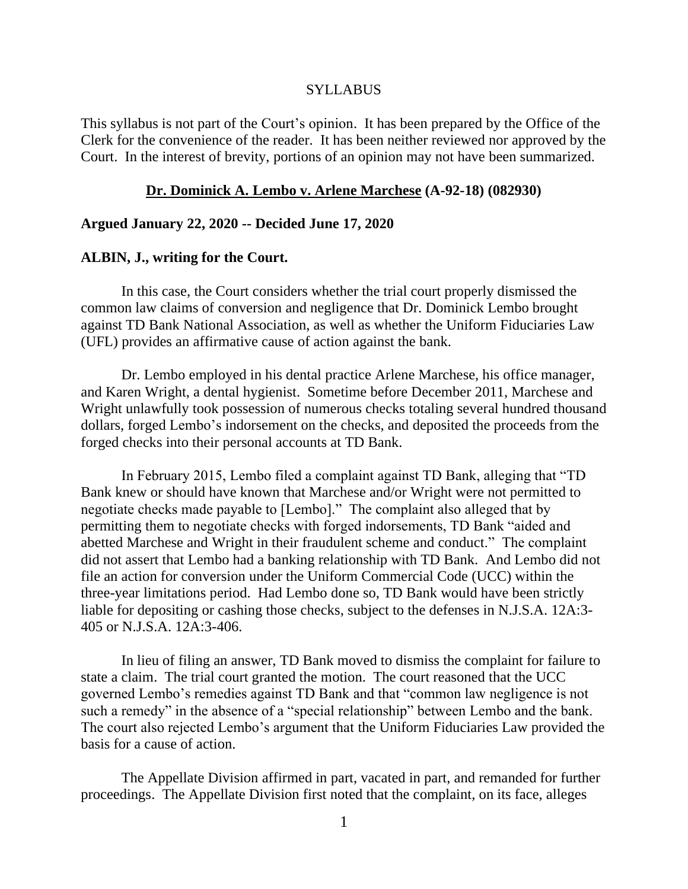SYLLABUS

This syllabus is not part of the Court's opinion. It has been prepared by the Office of the Clerk for the convenience of the reader. It has been neither reviewed nor approved by the Court. In the interest of brevity, portions of an opinion may not have been summarized.

**Dr. Dominick A. Lembo v. Arlene Marchese (A-92-18) (082930)**

**Argued January 22, 2020 -- Decided June 17, 2020**

**ALBIN, J., writing for the Court.**

In this case, the Court considers whether the trial court properly dismissed the common law claims of conversion and negligence that Dr. Dominick Lembo brought against TD Bank National Association, as well as whether the Uniform Fiduciaries Law (UFL) provides an affirmative cause of action against the bank.

Dr. Lembo employed in his dental practice Arlene Marchese, his office manager, and Karen Wright, a dental hygienist. Sometime before December 2011, Marchese and Wright unlawfully took possession of numerous checks totaling several hundred thousand dollars, forged Lembo's indorsement on the checks, and deposited the proceeds from the forged checks into their personal accounts at TD Bank.

In February 2015, Lembo filed a complaint against TD Bank, alleging that "TD Bank knew or should have known that Marchese and/or Wright were not permitted to negotiate checks made payable to [Lembo]." The complaint also alleged that by permitting them to negotiate checks with forged indorsements, TD Bank "aided and abetted Marchese and Wright in their fraudulent scheme and conduct." The complaint did not assert that Lembo had a banking relationship with TD Bank. And Lembo did not file an action for conversion under the Uniform Commercial Code (UCC) within the three-year limitations period. Had Lembo done so, TD Bank would have been strictly liable for depositing or cashing those checks, subject to the defenses in N.J.S.A. 12A:3-405 or N.J.S.A. 12A:3-406.

In lieu of filing an answer, TD Bank moved to dismiss the complaint for failure to state a claim. The trial court granted the motion. The court reasoned that the UCC governed Lembo's remedies against TD Bank and that "common law negligence is not such a remedy" in the absence of a "special relationship" between Lembo and the bank. The court also rejected Lembo's argument that the Uniform Fiduciaries Law provided the basis for a cause of action.

The Appellate Division affirmed in part, vacated in part, and remanded for further proceedings. The Appellate Division first noted that the complaint, on its face, alleges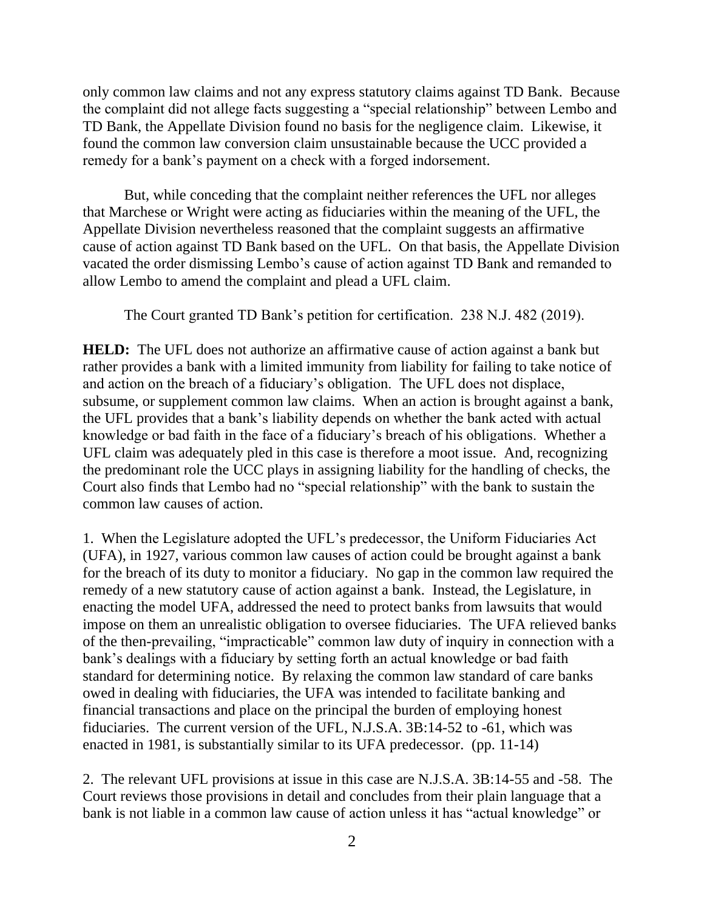only common law claims and not any express statutory claims against TD Bank. Because the complaint did not allege facts suggesting a "special relationship" between Lembo and TD Bank, the Appellate Division found no basis for the negligence claim. Likewise, it found the common law conversion claim unsustainable because the UCC provided a remedy for a bank's payment on a check with a forged indorsement.

But, while conceding that the complaint neither references the UFL nor alleges that Marchese or Wright were acting as fiduciaries within the meaning of the UFL, the Appellate Division nevertheless reasoned that the complaint suggests an affirmative cause of action against TD Bank based on the UFL. On that basis, the Appellate Division vacated the order dismissing Lembo's cause of action against TD Bank and remanded to allow Lembo to amend the complaint and plead a UFL claim.

The Court granted TD Bank's petition for certification. 238 N.J. 482 (2019).

**HELD:** The UFL does not authorize an affirmative cause of action against a bank but rather provides a bank with a limited immunity from liability for failing to take notice of and action on the breach of a fiduciary's obligation. The UFL does not displace, subsume, or supplement common law claims. When an action is brought against a bank, the UFL provides that a bank's liability depends on whether the bank acted with actual knowledge or bad faith in the face of a fiduciary's breach of his obligations. Whether a UFL claim was adequately pled in this case is therefore a moot issue. And, recognizing the predominant role the UCC plays in assigning liability for the handling of checks, the Court also finds that Lembo had no "special relationship" with the bank to sustain the common law causes of action.

1. When the Legislature adopted the UFL's predecessor, the Uniform Fiduciaries Act (UFA), in 1927, various common law causes of action could be brought against a bank for the breach of its duty to monitor a fiduciary. No gap in the common law required the remedy of a new statutory cause of action against a bank. Instead, the Legislature, in enacting the model UFA, addressed the need to protect banks from lawsuits that would impose on them an unrealistic obligation to oversee fiduciaries. The UFA relieved banks of the then-prevailing, "impracticable" common law duty of inquiry in connection with a bank's dealings with a fiduciary by setting forth an actual knowledge or bad faith standard for determining notice. By relaxing the common law standard of care banks owed in dealing with fiduciaries, the UFA was intended to facilitate banking and financial transactions and place on the principal the burden of employing honest fiduciaries. The current version of the UFL, N.J.S.A. 3B:14-52 to -61, which was enacted in 1981, is substantially similar to its UFA predecessor. (pp. 11-14)

2. The relevant UFL provisions at issue in this case are N.J.S.A. 3B:14-55 and -58. The Court reviews those provisions in detail and concludes from their plain language that a bank is not liable in a common law cause of action unless it has "actual knowledge" or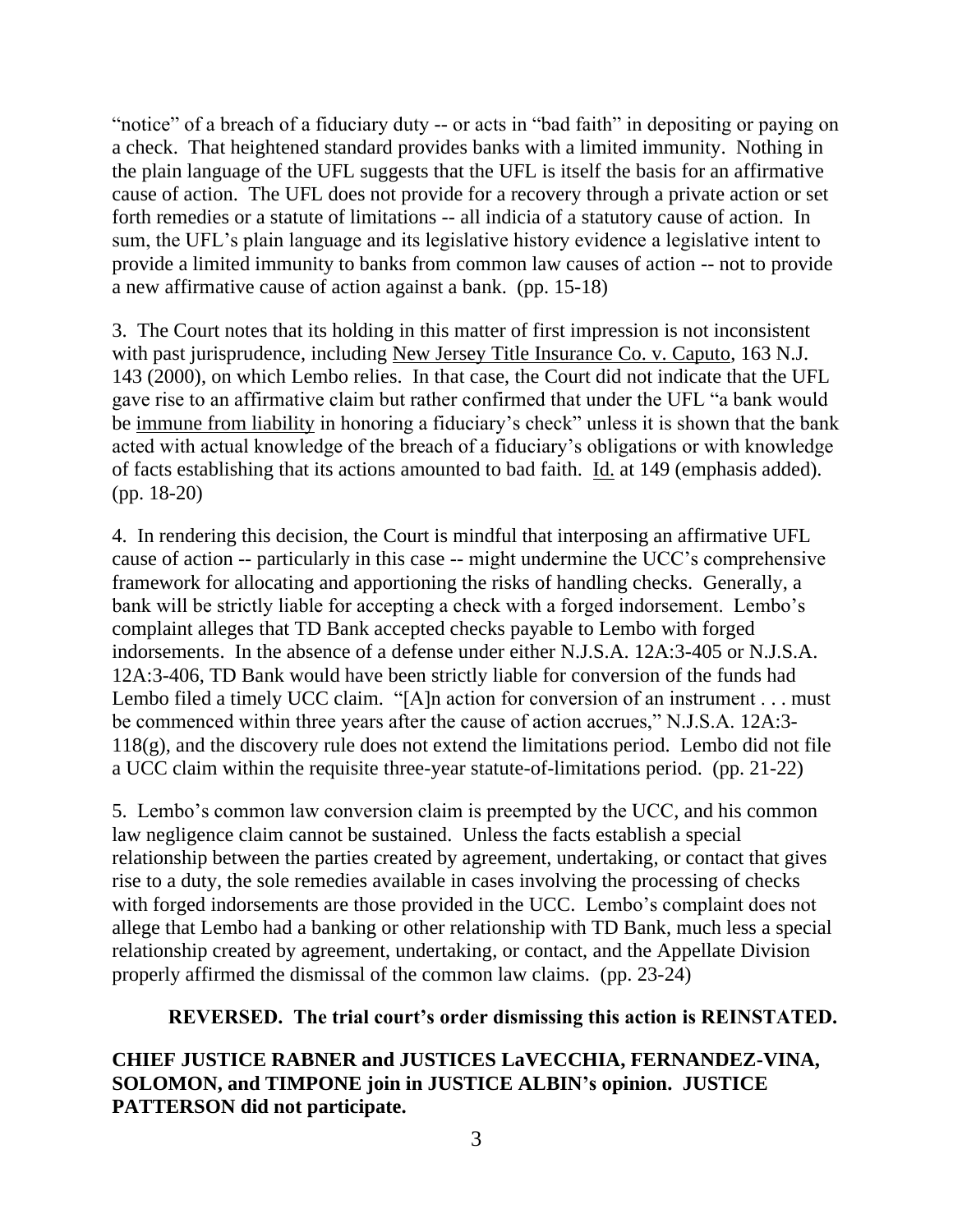"notice" of a breach of a fiduciary duty -- or acts in "bad faith" in depositing or paying on a check. That heightened standard provides banks with a limited immunity. Nothing in the plain language of the UFL suggests that the UFL is itself the basis for an affirmative cause of action. The UFL does not provide for a recovery through a private action or set forth remedies or a statute of limitations -- all indicia of a statutory cause of action. In sum, the UFL's plain language and its legislative history evidence a legislative intent to provide a limited immunity to banks from common law causes of action -- not to provide a new affirmative cause of action against a bank. (pp. 15-18)

3. The Court notes that its holding in this matter of first impression is not inconsistent with past jurisprudence, including New Jersey Title Insurance Co. v. Caputo, 163 N.J. 143 (2000), on which Lembo relies. In that case, the Court did not indicate that the UFL gave rise to an affirmative claim but rather confirmed that under the UFL "a bank would be immune from liability in honoring a fiduciary's check" unless it is shown that the bank acted with actual knowledge of the breach of a fiduciary's obligations or with knowledge of facts establishing that its actions amounted to bad faith. Id. at 149 (emphasis added). (pp. 18-20)

4. In rendering this decision, the Court is mindful that interposing an affirmative UFL cause of action -- particularly in this case -- might undermine the UCC's comprehensive framework for allocating and apportioning the risks of handling checks. Generally, a bank will be strictly liable for accepting a check with a forged indorsement. Lembo's complaint alleges that TD Bank accepted checks payable to Lembo with forged indorsements. In the absence of a defense under either N.J.S.A. 12A:3-405 or N.J.S.A. 12A:3-406, TD Bank would have been strictly liable for conversion of the funds had Lembo filed a timely UCC claim. "[A]n action for conversion of an instrument . . . must be commenced within three years after the cause of action accrues," N.J.S.A. 12A:3-118(g), and the discovery rule does not extend the limitations period. Lembo did not file a UCC claim within the requisite three-year statute-of-limitations period. (pp. 21-22)

5. Lembo's common law conversion claim is preempted by the UCC, and his common law negligence claim cannot be sustained. Unless the facts establish a special relationship between the parties created by agreement, undertaking, or contact that gives rise to a duty, the sole remedies available in cases involving the processing of checks with forged indorsements are those provided in the UCC. Lembo's complaint does not allege that Lembo had a banking or other relationship with TD Bank, much less a special relationship created by agreement, undertaking, or contact, and the Appellate Division properly affirmed the dismissal of the common law claims. (pp. 23-24)

**REVERSED. The trial court's order dismissing this action is REINSTATED.**

**CHIEF JUSTICE RABNER and JUSTICES LaVECCHIA, FERNANDEZ-VINA, SOLOMON, and TIMPONE join in JUSTICE ALBIN's opinion. JUSTICE PATTERSON did not participate.**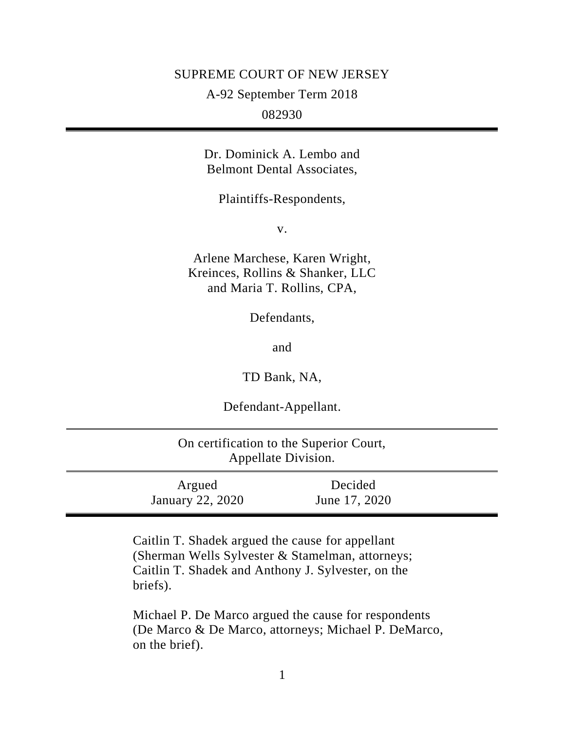SUPREME COURT OF NEW JERSEY

A-92 September Term 2018

082930

---

Dr. Dominick A. Lembo and
Belmont Dental Associates,

Plaintiffs-Respondents,

v.

Arlene Marchese, Karen Wright,
Kreinces, Rollins & Shanker, LLC
and Maria T. Rollins, CPA,

Defendants,

and

TD Bank, NA,

Defendant-Appellant.

---

On certification to the Superior Court,
Appellate Division.

---

| Argued | Decided |
|---|---|
| January 22, 2020 | June 17, 2020 |

---

Caitlin T. Shadek argued the cause for appellant (Sherman Wells Sylvester & Stamelman, attorneys; Caitlin T. Shadek and Anthony J. Sylvester, on the briefs).

Michael P. De Marco argued the cause for respondents (De Marco & De Marco, attorneys; Michael P. DeMarco, on the brief).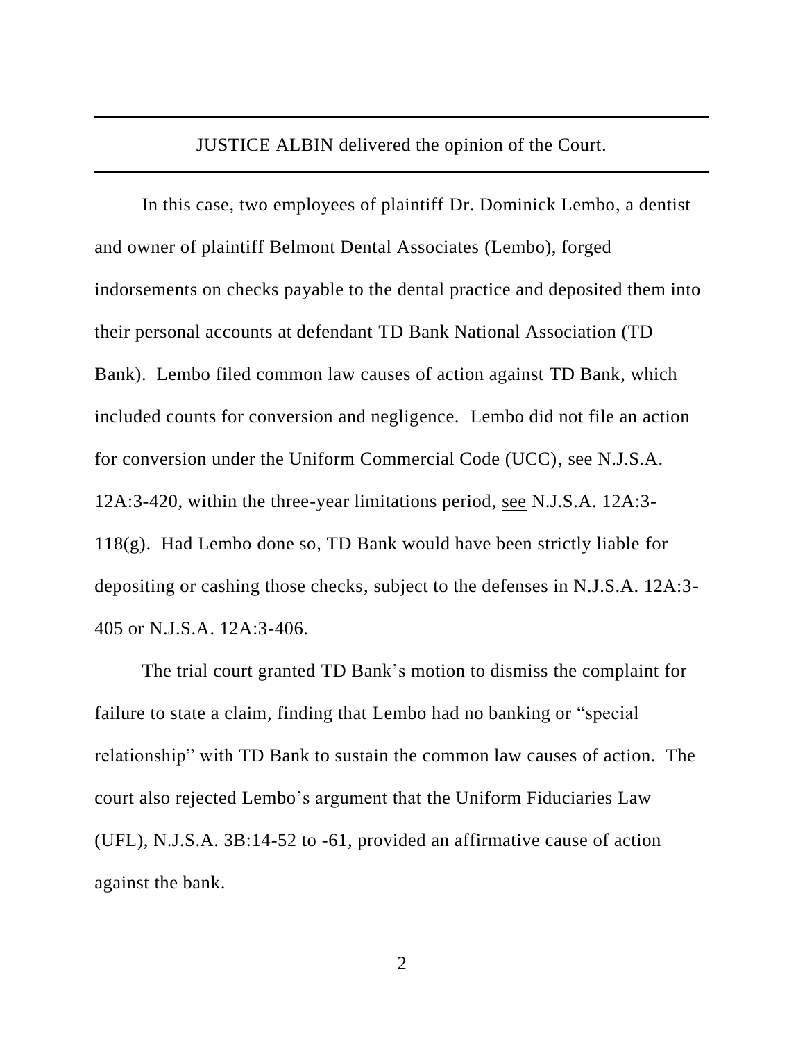JUSTICE ALBIN delivered the opinion of the Court.

In this case, two employees of plaintiff Dr. Dominick Lembo, a dentist and owner of plaintiff Belmont Dental Associates (Lembo), forged indorsements on checks payable to the dental practice and deposited them into their personal accounts at defendant TD Bank National Association (TD Bank). Lembo filed common law causes of action against TD Bank, which included counts for conversion and negligence. Lembo did not file an action for conversion under the Uniform Commercial Code (UCC), see N.J.S.A. 12A:3-420, within the three-year limitations period, see N.J.S.A. 12A:3-118(g). Had Lembo done so, TD Bank would have been strictly liable for depositing or cashing those checks, subject to the defenses in N.J.S.A. 12A:3-405 or N.J.S.A. 12A:3-406.

The trial court granted TD Bank's motion to dismiss the complaint for failure to state a claim, finding that Lembo had no banking or "special relationship" with TD Bank to sustain the common law causes of action. The court also rejected Lembo's argument that the Uniform Fiduciaries Law (UFL), N.J.S.A. 3B:14-52 to -61, provided an affirmative cause of action against the bank.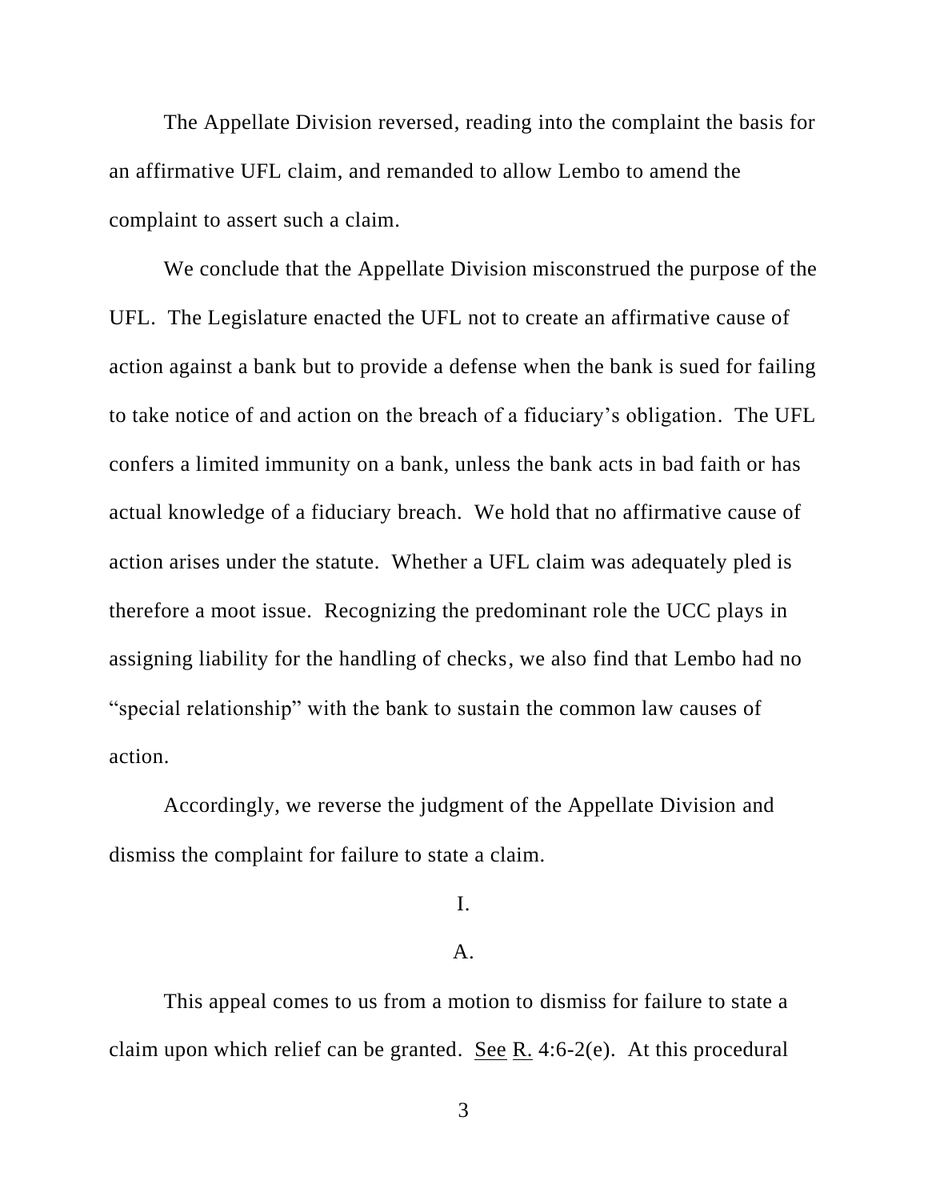The Appellate Division reversed, reading into the complaint the basis for an affirmative UFL claim, and remanded to allow Lembo to amend the complaint to assert such a claim.

We conclude that the Appellate Division misconstrued the purpose of the UFL. The Legislature enacted the UFL not to create an affirmative cause of action against a bank but to provide a defense when the bank is sued for failing to take notice of and action on the breach of a fiduciary's obligation. The UFL confers a limited immunity on a bank, unless the bank acts in bad faith or has actual knowledge of a fiduciary breach. We hold that no affirmative cause of action arises under the statute. Whether a UFL claim was adequately pled is therefore a moot issue. Recognizing the predominant role the UCC plays in assigning liability for the handling of checks, we also find that Lembo had no "special relationship" with the bank to sustain the common law causes of action.

Accordingly, we reverse the judgment of the Appellate Division and dismiss the complaint for failure to state a claim.

## I.

### A.

This appeal comes to us from a motion to dismiss for failure to state a claim upon which relief can be granted. See R. 4:6-2(e). At this procedural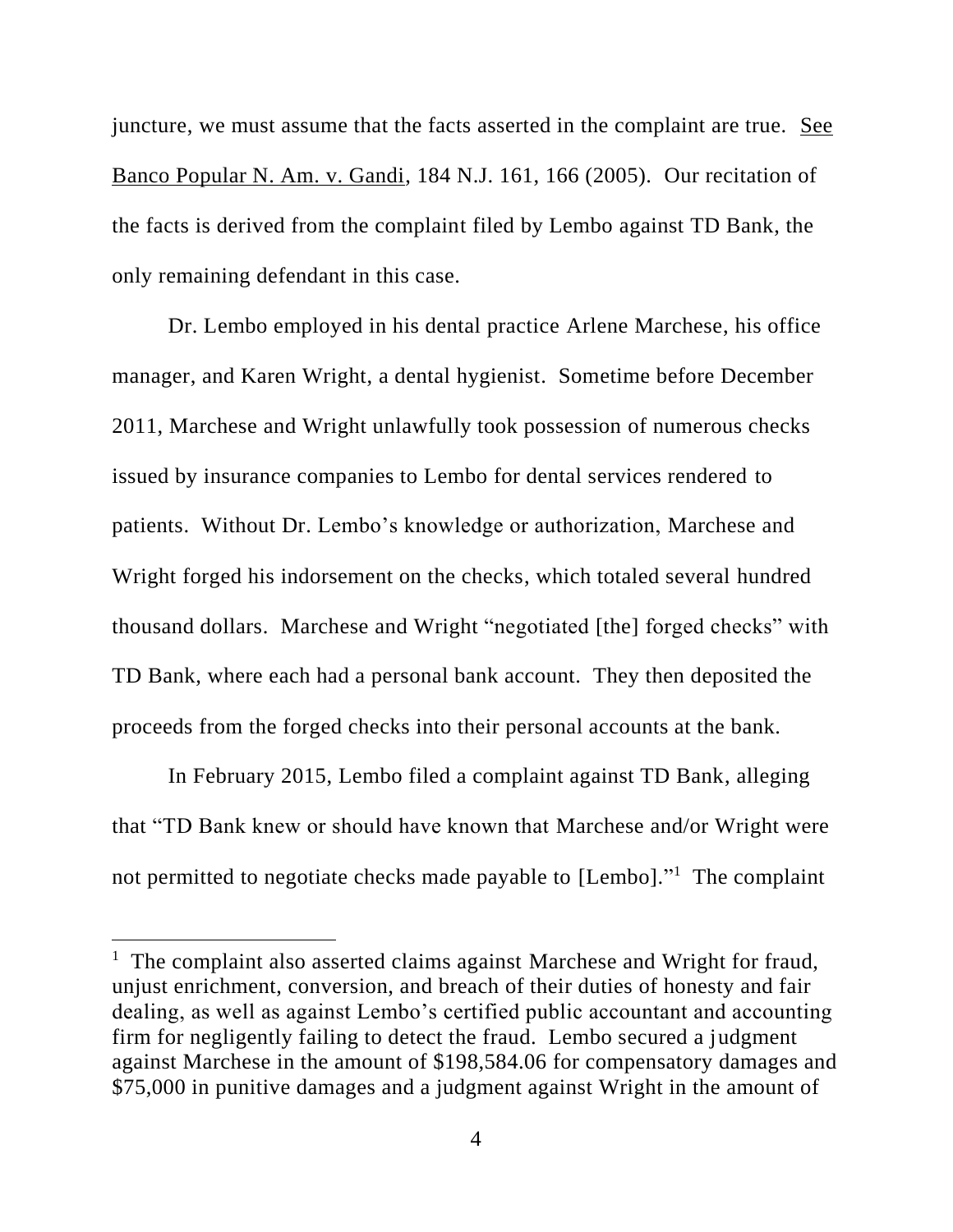juncture, we must assume that the facts asserted in the complaint are true. See Banco Popular N. Am. v. Gandi, 184 N.J. 161, 166 (2005). Our recitation of the facts is derived from the complaint filed by Lembo against TD Bank, the only remaining defendant in this case.

Dr. Lembo employed in his dental practice Arlene Marchese, his office manager, and Karen Wright, a dental hygienist. Sometime before December 2011, Marchese and Wright unlawfully took possession of numerous checks issued by insurance companies to Lembo for dental services rendered to patients. Without Dr. Lembo's knowledge or authorization, Marchese and Wright forged his indorsement on the checks, which totaled several hundred thousand dollars. Marchese and Wright "negotiated [the] forged checks" with TD Bank, where each had a personal bank account. They then deposited the proceeds from the forged checks into their personal accounts at the bank.

In February 2015, Lembo filed a complaint against TD Bank, alleging that "TD Bank knew or should have known that Marchese and/or Wright were not permitted to negotiate checks made payable to [Lembo]."[1] The complaint

---

[1] The complaint also asserted claims against Marchese and Wright for fraud, unjust enrichment, conversion, and breach of their duties of honesty and fair dealing, as well as against Lembo's certified public accountant and accounting firm for negligently failing to detect the fraud. Lembo secured a judgment against Marchese in the amount of $198,584.06 for compensatory damages and $75,000 in punitive damages and a judgment against Wright in the amount of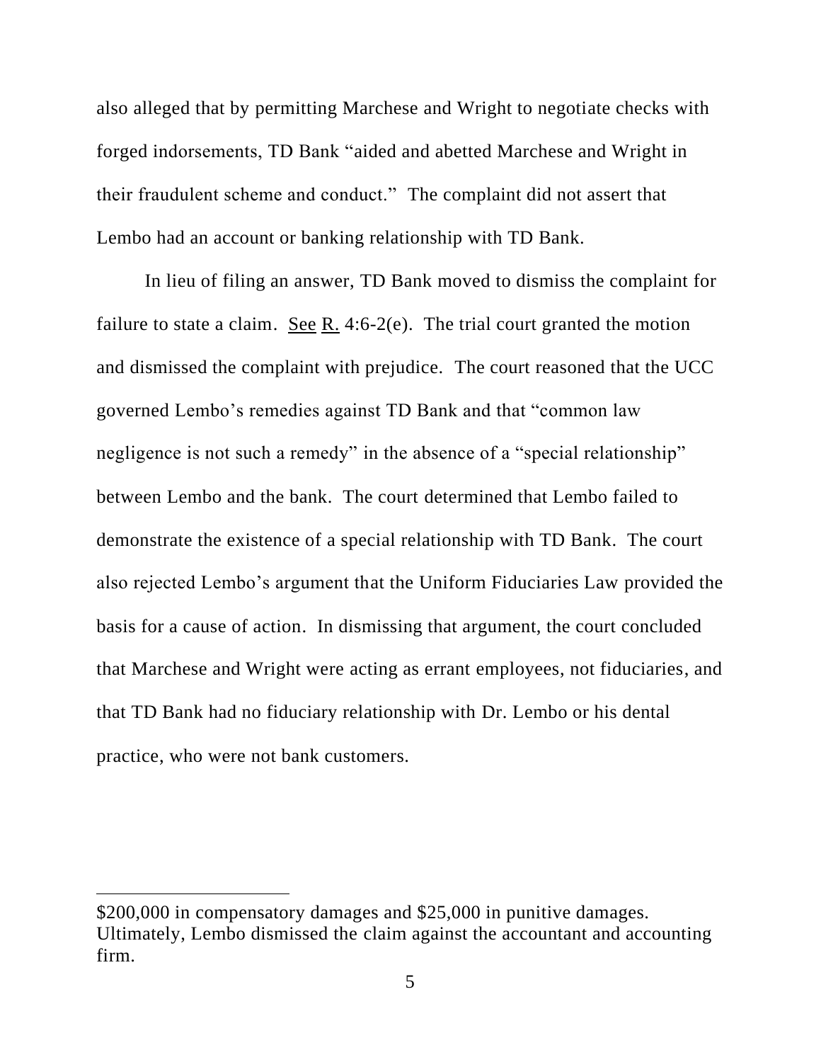also alleged that by permitting Marchese and Wright to negotiate checks with forged indorsements, TD Bank "aided and abetted Marchese and Wright in their fraudulent scheme and conduct." The complaint did not assert that Lembo had an account or banking relationship with TD Bank.

In lieu of filing an answer, TD Bank moved to dismiss the complaint for failure to state a claim. See R. 4:6-2(e). The trial court granted the motion and dismissed the complaint with prejudice. The court reasoned that the UCC governed Lembo's remedies against TD Bank and that "common law negligence is not such a remedy" in the absence of a "special relationship" between Lembo and the bank. The court determined that Lembo failed to demonstrate the existence of a special relationship with TD Bank. The court also rejected Lembo's argument that the Uniform Fiduciaries Law provided the basis for a cause of action. In dismissing that argument, the court concluded that Marchese and Wright were acting as errant employees, not fiduciaries, and that TD Bank had no fiduciary relationship with Dr. Lembo or his dental practice, who were not bank customers.

---

$200,000 in compensatory damages and $25,000 in punitive damages. Ultimately, Lembo dismissed the claim against the accountant and accounting firm.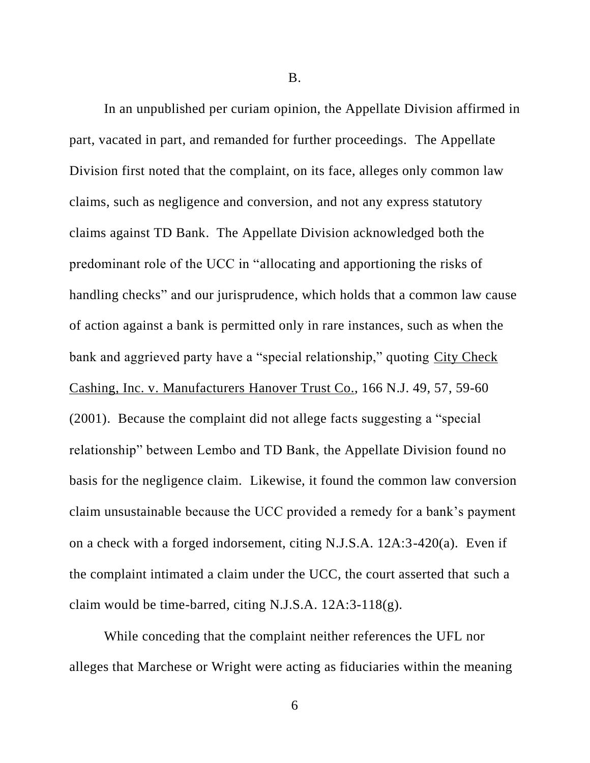B.

In an unpublished per curiam opinion, the Appellate Division affirmed in part, vacated in part, and remanded for further proceedings. The Appellate Division first noted that the complaint, on its face, alleges only common law claims, such as negligence and conversion, and not any express statutory claims against TD Bank. The Appellate Division acknowledged both the predominant role of the UCC in "allocating and apportioning the risks of handling checks" and our jurisprudence, which holds that a common law cause of action against a bank is permitted only in rare instances, such as when the bank and aggrieved party have a "special relationship," quoting City Check Cashing, Inc. v. Manufacturers Hanover Trust Co., 166 N.J. 49, 57, 59-60 (2001). Because the complaint did not allege facts suggesting a "special relationship" between Lembo and TD Bank, the Appellate Division found no basis for the negligence claim. Likewise, it found the common law conversion claim unsustainable because the UCC provided a remedy for a bank's payment on a check with a forged indorsement, citing N.J.S.A. 12A:3-420(a). Even if the complaint intimated a claim under the UCC, the court asserted that such a claim would be time-barred, citing N.J.S.A. 12A:3-118(g).

While conceding that the complaint neither references the UFL nor alleges that Marchese or Wright were acting as fiduciaries within the meaning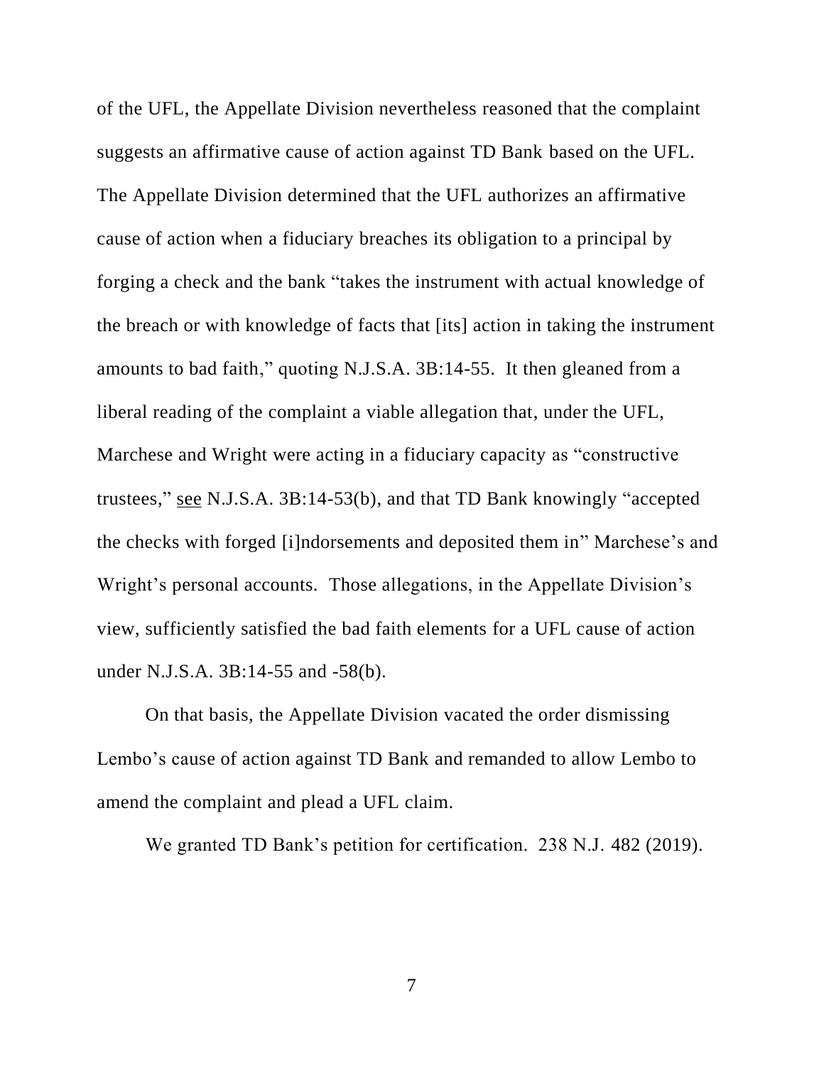of the UFL, the Appellate Division nevertheless reasoned that the complaint suggests an affirmative cause of action against TD Bank based on the UFL. The Appellate Division determined that the UFL authorizes an affirmative cause of action when a fiduciary breaches its obligation to a principal by forging a check and the bank "takes the instrument with actual knowledge of the breach or with knowledge of facts that [its] action in taking the instrument amounts to bad faith," quoting N.J.S.A. 3B:14-55. It then gleaned from a liberal reading of the complaint a viable allegation that, under the UFL, Marchese and Wright were acting in a fiduciary capacity as "constructive trustees," see N.J.S.A. 3B:14-53(b), and that TD Bank knowingly "accepted the checks with forged [i]ndorsements and deposited them in" Marchese's and Wright's personal accounts. Those allegations, in the Appellate Division's view, sufficiently satisfied the bad faith elements for a UFL cause of action under N.J.S.A. 3B:14-55 and -58(b).

On that basis, the Appellate Division vacated the order dismissing Lembo's cause of action against TD Bank and remanded to allow Lembo to amend the complaint and plead a UFL claim.

We granted TD Bank's petition for certification. 238 N.J. 482 (2019).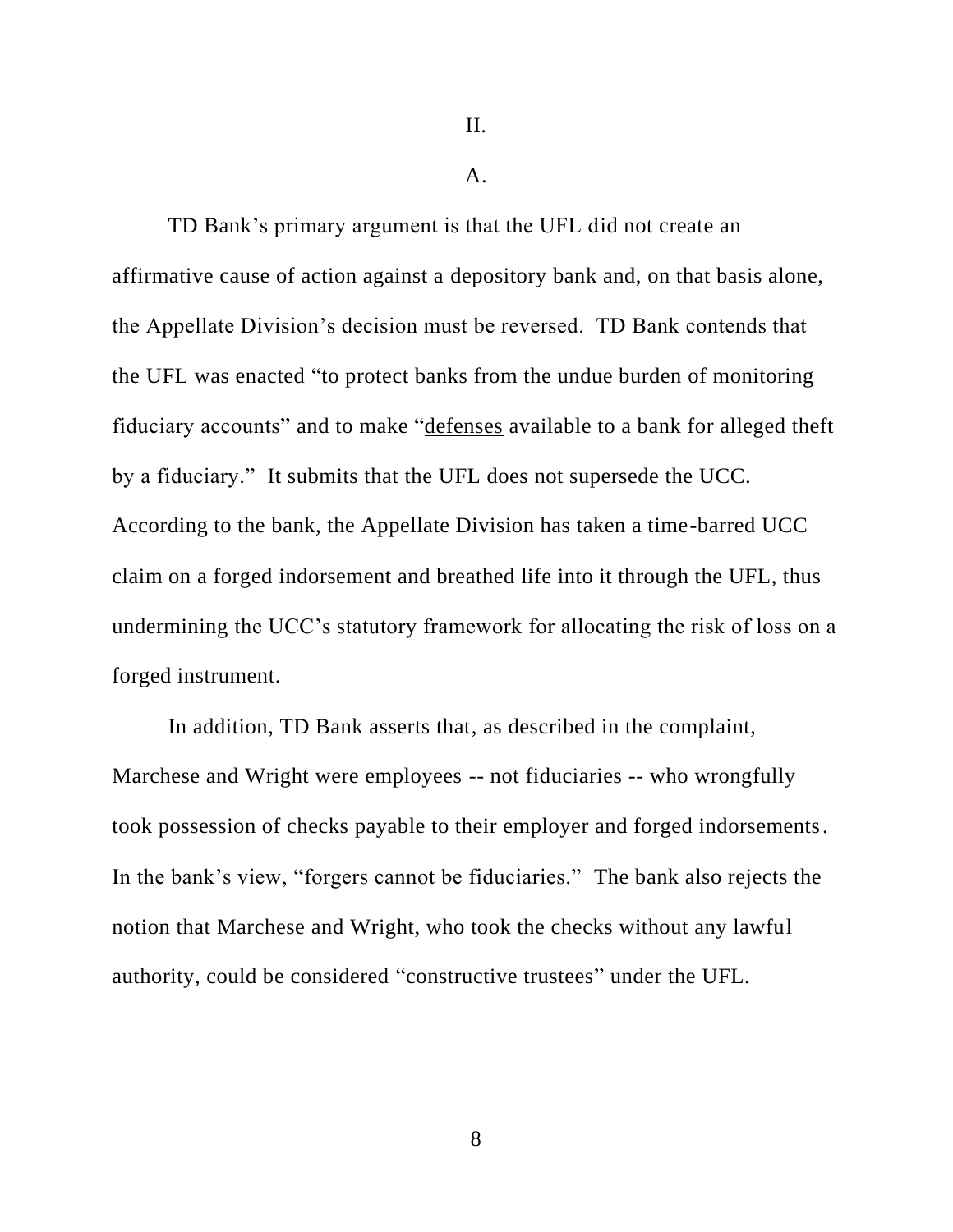## II.

### A.

TD Bank's primary argument is that the UFL did not create an affirmative cause of action against a depository bank and, on that basis alone, the Appellate Division's decision must be reversed. TD Bank contends that the UFL was enacted "to protect banks from the undue burden of monitoring fiduciary accounts" and to make "<u>defenses</u> available to a bank for alleged theft by a fiduciary." It submits that the UFL does not supersede the UCC. According to the bank, the Appellate Division has taken a time-barred UCC claim on a forged indorsement and breathed life into it through the UFL, thus undermining the UCC's statutory framework for allocating the risk of loss on a forged instrument.

In addition, TD Bank asserts that, as described in the complaint, Marchese and Wright were employees -- not fiduciaries -- who wrongfully took possession of checks payable to their employer and forged indorsements. In the bank's view, "forgers cannot be fiduciaries." The bank also rejects the notion that Marchese and Wright, who took the checks without any lawful authority, could be considered "constructive trustees" under the UFL.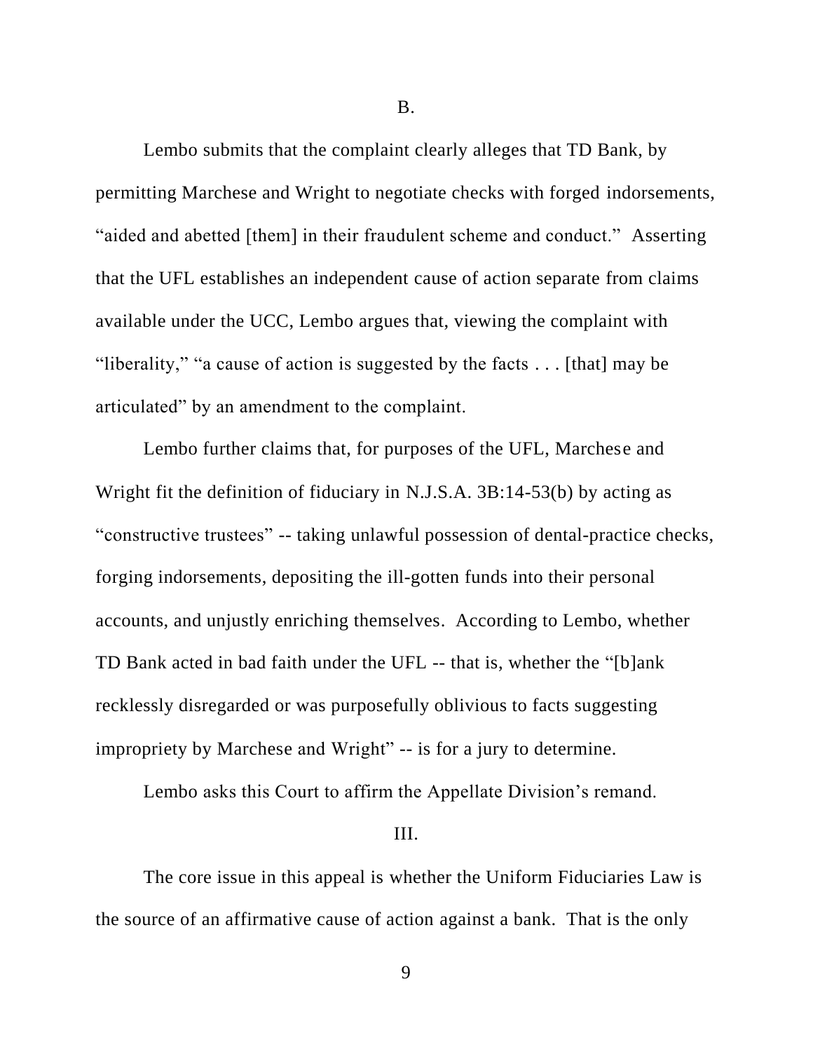B.

Lembo submits that the complaint clearly alleges that TD Bank, by permitting Marchese and Wright to negotiate checks with forged indorsements, "aided and abetted [them] in their fraudulent scheme and conduct." Asserting that the UFL establishes an independent cause of action separate from claims available under the UCC, Lembo argues that, viewing the complaint with "liberality," "a cause of action is suggested by the facts . . . [that] may be articulated" by an amendment to the complaint.

Lembo further claims that, for purposes of the UFL, Marchese and Wright fit the definition of fiduciary in N.J.S.A. 3B:14-53(b) by acting as "constructive trustees" -- taking unlawful possession of dental-practice checks, forging indorsements, depositing the ill-gotten funds into their personal accounts, and unjustly enriching themselves. According to Lembo, whether TD Bank acted in bad faith under the UFL -- that is, whether the "[b]ank recklessly disregarded or was purposefully oblivious to facts suggesting impropriety by Marchese and Wright" -- is for a jury to determine.

Lembo asks this Court to affirm the Appellate Division's remand.

III.

The core issue in this appeal is whether the Uniform Fiduciaries Law is the source of an affirmative cause of action against a bank. That is the only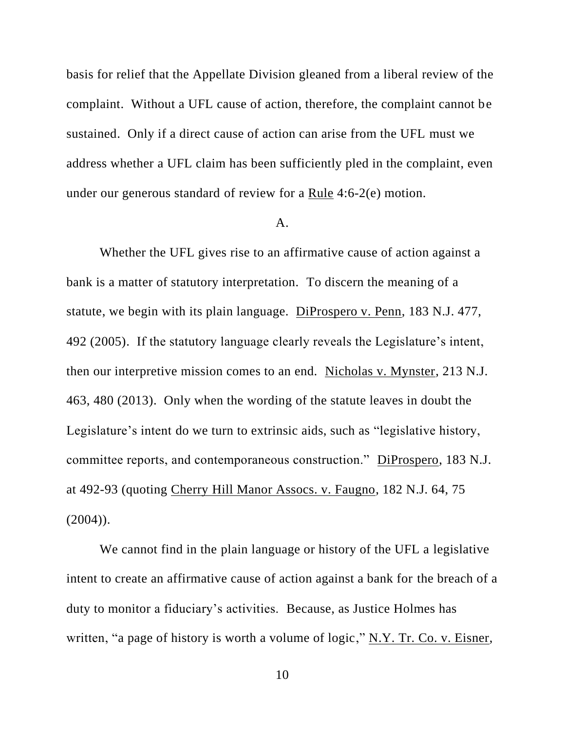basis for relief that the Appellate Division gleaned from a liberal review of the complaint. Without a UFL cause of action, therefore, the complaint cannot be sustained. Only if a direct cause of action can arise from the UFL must we address whether a UFL claim has been sufficiently pled in the complaint, even under our generous standard of review for a Rule 4:6-2(e) motion.

A.

Whether the UFL gives rise to an affirmative cause of action against a bank is a matter of statutory interpretation. To discern the meaning of a statute, we begin with its plain language. DiProspero v. Penn, 183 N.J. 477, 492 (2005). If the statutory language clearly reveals the Legislature's intent, then our interpretive mission comes to an end. Nicholas v. Mynster, 213 N.J. 463, 480 (2013). Only when the wording of the statute leaves in doubt the Legislature's intent do we turn to extrinsic aids, such as "legislative history, committee reports, and contemporaneous construction." DiProspero, 183 N.J. at 492-93 (quoting Cherry Hill Manor Assocs. v. Faugno, 182 N.J. 64, 75 (2004)).

We cannot find in the plain language or history of the UFL a legislative intent to create an affirmative cause of action against a bank for the breach of a duty to monitor a fiduciary's activities. Because, as Justice Holmes has written, "a page of history is worth a volume of logic," N.Y. Tr. Co. v. Eisner,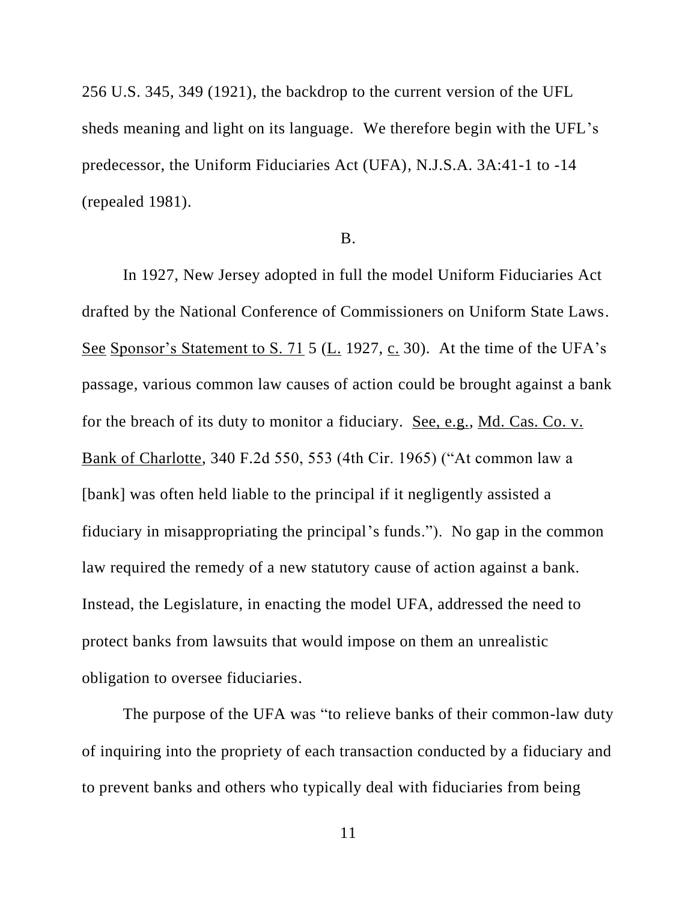256 U.S. 345, 349 (1921), the backdrop to the current version of the UFL sheds meaning and light on its language. We therefore begin with the UFL's predecessor, the Uniform Fiduciaries Act (UFA), N.J.S.A. 3A:41-1 to -14 (repealed 1981).

B.

In 1927, New Jersey adopted in full the model Uniform Fiduciaries Act drafted by the National Conference of Commissioners on Uniform State Laws. See Sponsor's Statement to S. 71 5 (L. 1927, c. 30). At the time of the UFA's passage, various common law causes of action could be brought against a bank for the breach of its duty to monitor a fiduciary. See, e.g., Md. Cas. Co. v. Bank of Charlotte, 340 F.2d 550, 553 (4th Cir. 1965) ("At common law a [bank] was often held liable to the principal if it negligently assisted a fiduciary in misappropriating the principal's funds."). No gap in the common law required the remedy of a new statutory cause of action against a bank. Instead, the Legislature, in enacting the model UFA, addressed the need to protect banks from lawsuits that would impose on them an unrealistic obligation to oversee fiduciaries.

The purpose of the UFA was "to relieve banks of their common-law duty of inquiring into the propriety of each transaction conducted by a fiduciary and to prevent banks and others who typically deal with fiduciaries from being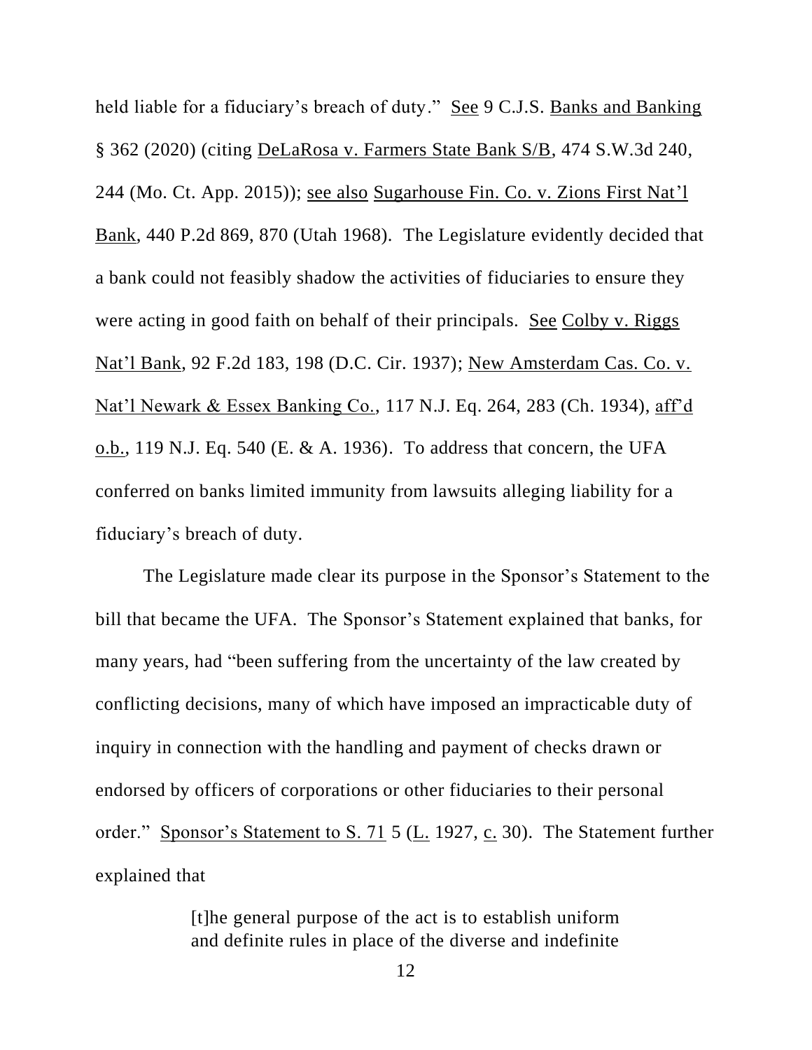held liable for a fiduciary's breach of duty." See 9 C.J.S. Banks and Banking § 362 (2020) (citing DeLaRosa v. Farmers State Bank S/B, 474 S.W.3d 240, 244 (Mo. Ct. App. 2015)); see also Sugarhouse Fin. Co. v. Zions First Nat'l Bank, 440 P.2d 869, 870 (Utah 1968). The Legislature evidently decided that a bank could not feasibly shadow the activities of fiduciaries to ensure they were acting in good faith on behalf of their principals. See Colby v. Riggs Nat'l Bank, 92 F.2d 183, 198 (D.C. Cir. 1937); New Amsterdam Cas. Co. v. Nat'l Newark & Essex Banking Co., 117 N.J. Eq. 264, 283 (Ch. 1934), aff'd o.b., 119 N.J. Eq. 540 (E. & A. 1936). To address that concern, the UFA conferred on banks limited immunity from lawsuits alleging liability for a fiduciary's breach of duty.

The Legislature made clear its purpose in the Sponsor's Statement to the bill that became the UFA. The Sponsor's Statement explained that banks, for many years, had "been suffering from the uncertainty of the law created by conflicting decisions, many of which have imposed an impracticable duty of inquiry in connection with the handling and payment of checks drawn or endorsed by officers of corporations or other fiduciaries to their personal order." Sponsor's Statement to S. 71 5 (L. 1927, c. 30). The Statement further explained that

> [t]he general purpose of the act is to establish uniform and definite rules in place of the diverse and indefinite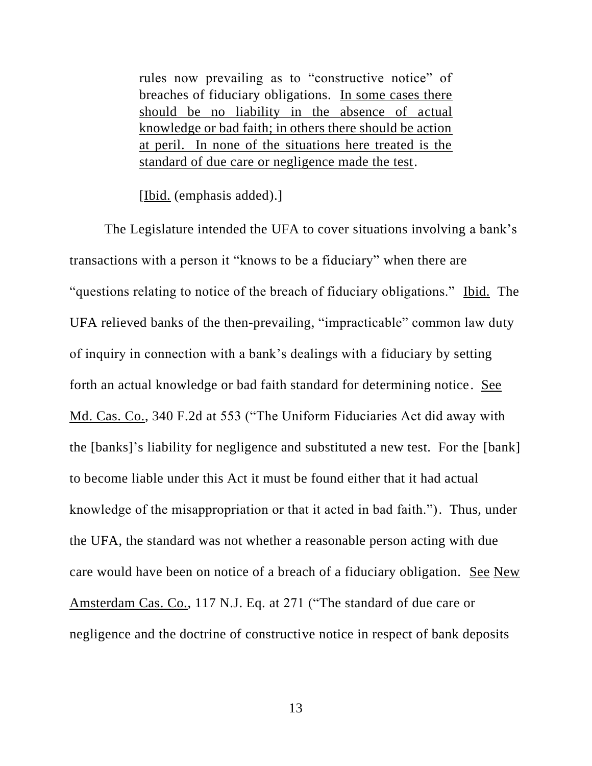> rules now prevailing as to "constructive notice" of breaches of fiduciary obligations. <u>In some cases there should be no liability in the absence of actual knowledge or bad faith; in others there should be action at peril. In none of the situations here treated is the standard of due care or negligence made the test</u>.
>
> [<u>Ibid.</u> (emphasis added).]

The Legislature intended the UFA to cover situations involving a bank's transactions with a person it "knows to be a fiduciary" when there are "questions relating to notice of the breach of fiduciary obligations." <u>Ibid.</u> The UFA relieved banks of the then-prevailing, "impracticable" common law duty of inquiry in connection with a bank's dealings with a fiduciary by setting forth an actual knowledge or bad faith standard for determining notice. <u>See</u> <u>Md. Cas. Co.</u>, 340 F.2d at 553 ("The Uniform Fiduciaries Act did away with the [banks]'s liability for negligence and substituted a new test. For the [bank] to become liable under this Act it must be found either that it had actual knowledge of the misappropriation or that it acted in bad faith."). Thus, under the UFA, the standard was not whether a reasonable person acting with due care would have been on notice of a breach of a fiduciary obligation. <u>See</u> <u>New Amsterdam Cas. Co.</u>, 117 N.J. Eq. at 271 ("The standard of due care or negligence and the doctrine of constructive notice in respect of bank deposits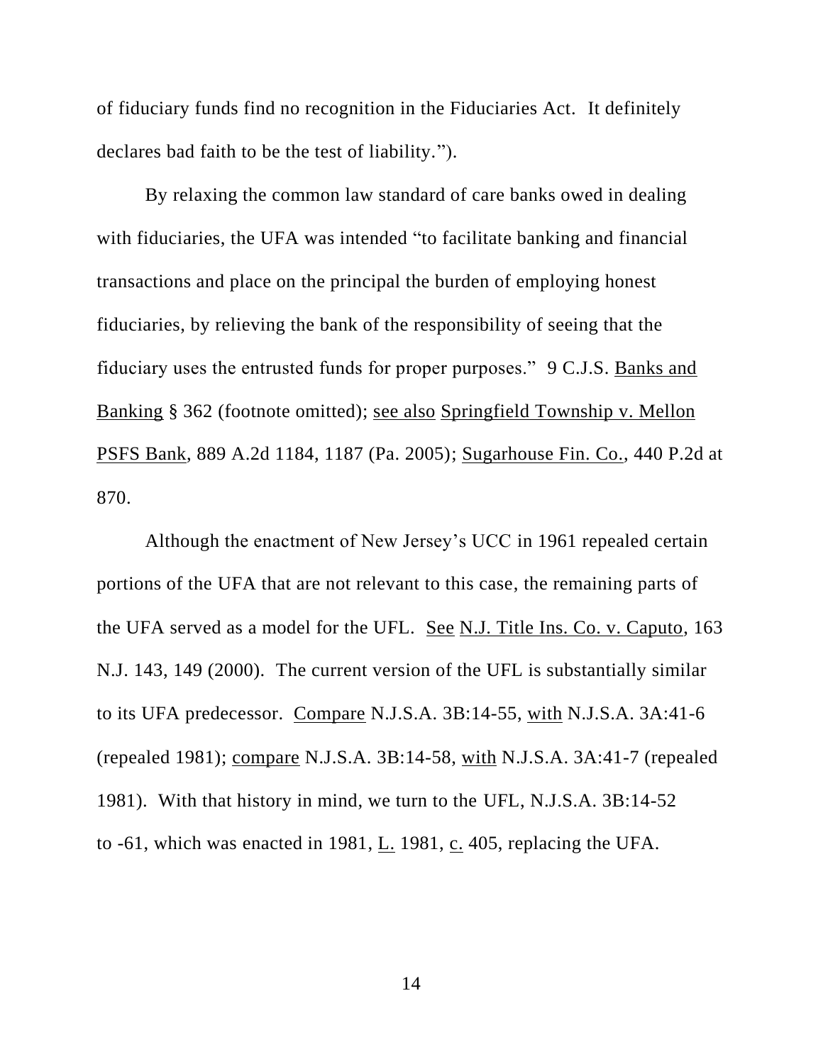of fiduciary funds find no recognition in the Fiduciaries Act. It definitely declares bad faith to be the test of liability.").

By relaxing the common law standard of care banks owed in dealing with fiduciaries, the UFA was intended "to facilitate banking and financial transactions and place on the principal the burden of employing honest fiduciaries, by relieving the bank of the responsibility of seeing that the fiduciary uses the entrusted funds for proper purposes." 9 C.J.S. Banks and Banking § 362 (footnote omitted); see also Springfield Township v. Mellon PSFS Bank, 889 A.2d 1184, 1187 (Pa. 2005); Sugarhouse Fin. Co., 440 P.2d at 870.

Although the enactment of New Jersey's UCC in 1961 repealed certain portions of the UFA that are not relevant to this case, the remaining parts of the UFA served as a model for the UFL. See N.J. Title Ins. Co. v. Caputo, 163 N.J. 143, 149 (2000). The current version of the UFL is substantially similar to its UFA predecessor. Compare N.J.S.A. 3B:14-55, with N.J.S.A. 3A:41-6 (repealed 1981); compare N.J.S.A. 3B:14-58, with N.J.S.A. 3A:41-7 (repealed 1981). With that history in mind, we turn to the UFL, N.J.S.A. 3B:14-52 to -61, which was enacted in 1981, L. 1981, c. 405, replacing the UFA.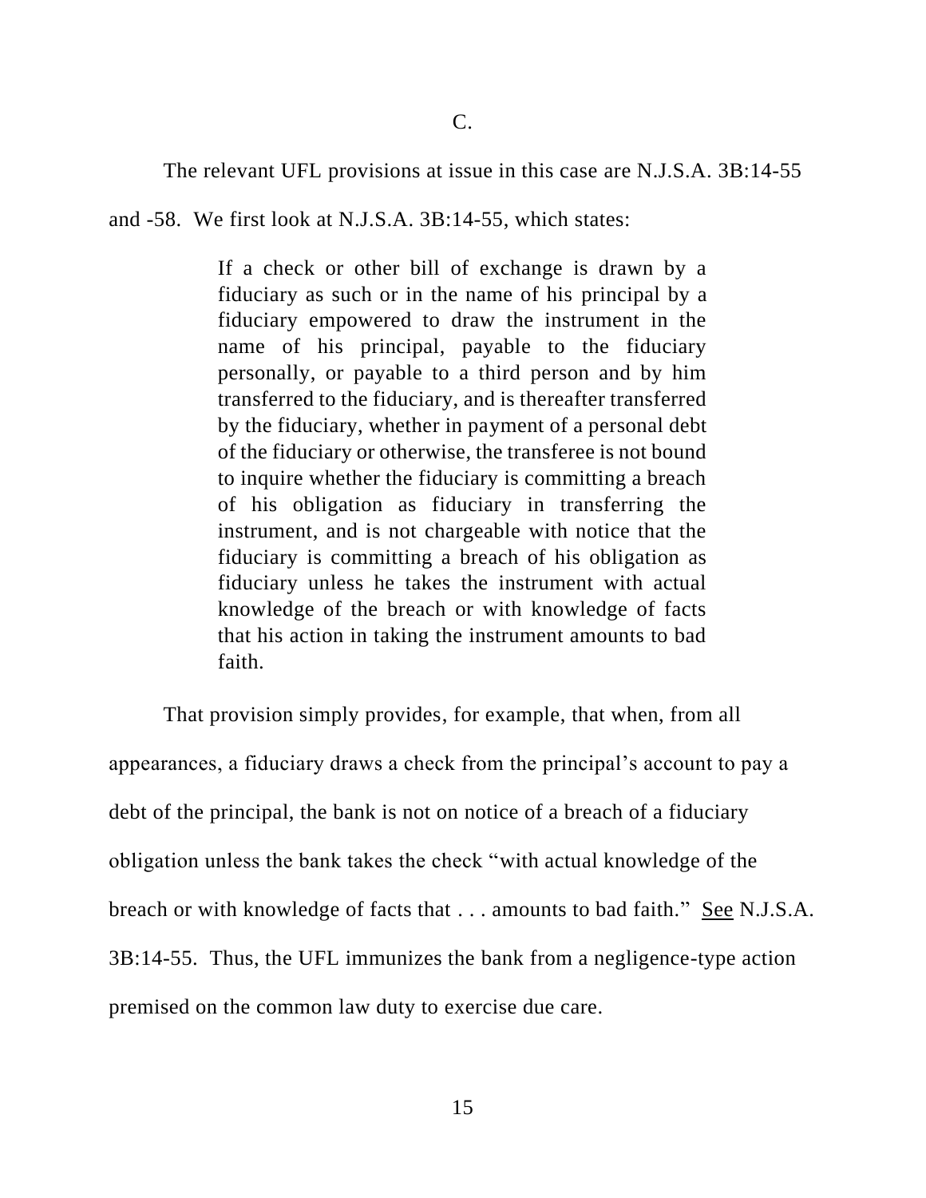C.

The relevant UFL provisions at issue in this case are N.J.S.A. 3B:14-55 and -58. We first look at N.J.S.A. 3B:14-55, which states:

> If a check or other bill of exchange is drawn by a fiduciary as such or in the name of his principal by a fiduciary empowered to draw the instrument in the name of his principal, payable to the fiduciary personally, or payable to a third person and by him transferred to the fiduciary, and is thereafter transferred by the fiduciary, whether in payment of a personal debt of the fiduciary or otherwise, the transferee is not bound to inquire whether the fiduciary is committing a breach of his obligation as fiduciary in transferring the instrument, and is not chargeable with notice that the fiduciary is committing a breach of his obligation as fiduciary unless he takes the instrument with actual knowledge of the breach or with knowledge of facts that his action in taking the instrument amounts to bad faith.

That provision simply provides, for example, that when, from all appearances, a fiduciary draws a check from the principal's account to pay a debt of the principal, the bank is not on notice of a breach of a fiduciary obligation unless the bank takes the check "with actual knowledge of the breach or with knowledge of facts that . . . amounts to bad faith." See N.J.S.A. 3B:14-55. Thus, the UFL immunizes the bank from a negligence-type action premised on the common law duty to exercise due care.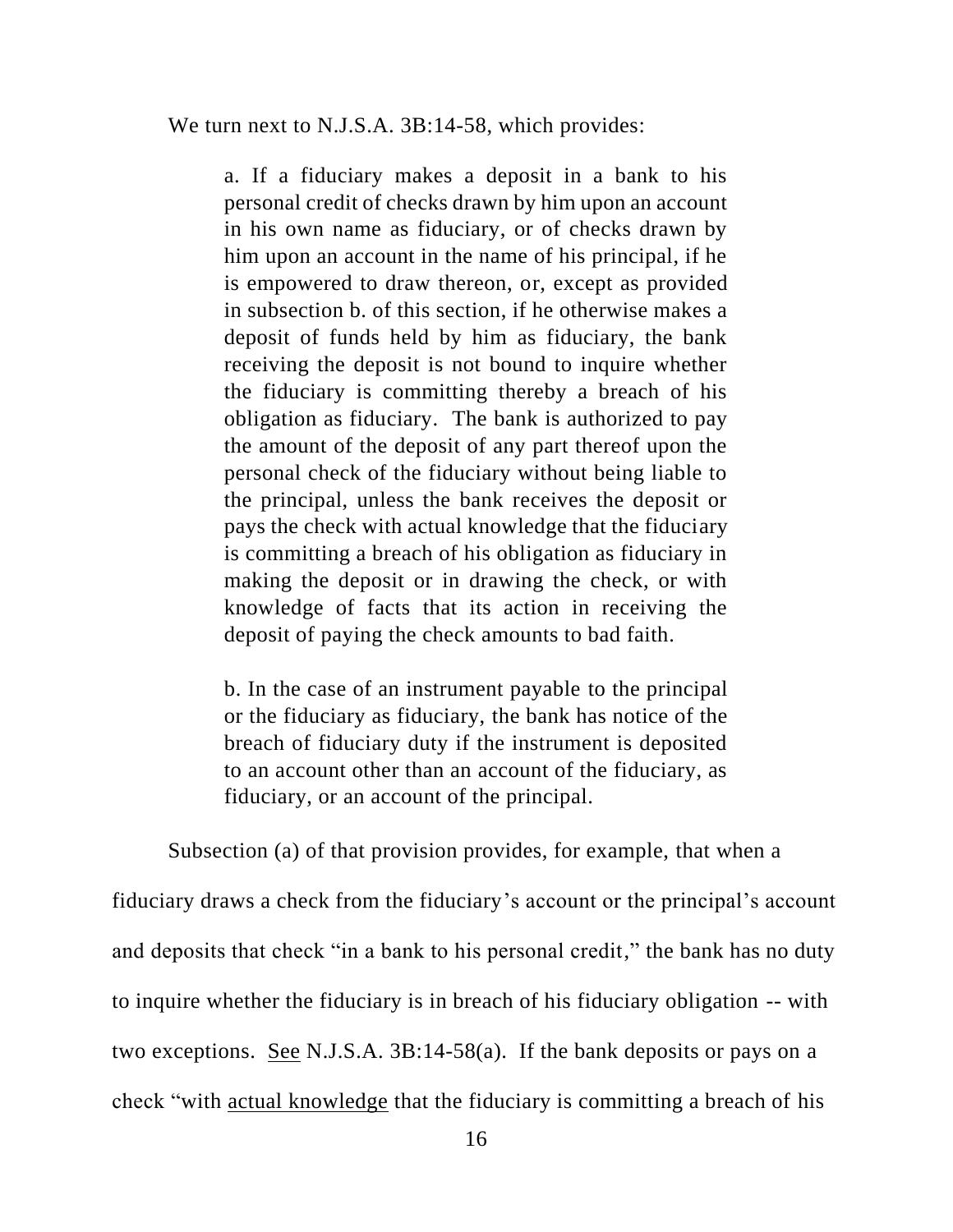We turn next to N.J.S.A. 3B:14-58, which provides:

> a. If a fiduciary makes a deposit in a bank to his personal credit of checks drawn by him upon an account in his own name as fiduciary, or of checks drawn by him upon an account in the name of his principal, if he is empowered to draw thereon, or, except as provided in subsection b. of this section, if he otherwise makes a deposit of funds held by him as fiduciary, the bank receiving the deposit is not bound to inquire whether the fiduciary is committing thereby a breach of his obligation as fiduciary. The bank is authorized to pay the amount of the deposit of any part thereof upon the personal check of the fiduciary without being liable to the principal, unless the bank receives the deposit or pays the check with actual knowledge that the fiduciary is committing a breach of his obligation as fiduciary in making the deposit or in drawing the check, or with knowledge of facts that its action in receiving the deposit of paying the check amounts to bad faith.
>
> b. In the case of an instrument payable to the principal or the fiduciary as fiduciary, the bank has notice of the breach of fiduciary duty if the instrument is deposited to an account other than an account of the fiduciary, as fiduciary, or an account of the principal.

Subsection (a) of that provision provides, for example, that when a fiduciary draws a check from the fiduciary's account or the principal's account and deposits that check "in a bank to his personal credit," the bank has no duty to inquire whether the fiduciary is in breach of his fiduciary obligation -- with two exceptions. See N.J.S.A. 3B:14-58(a). If the bank deposits or pays on a check "with actual knowledge that the fiduciary is committing a breach of his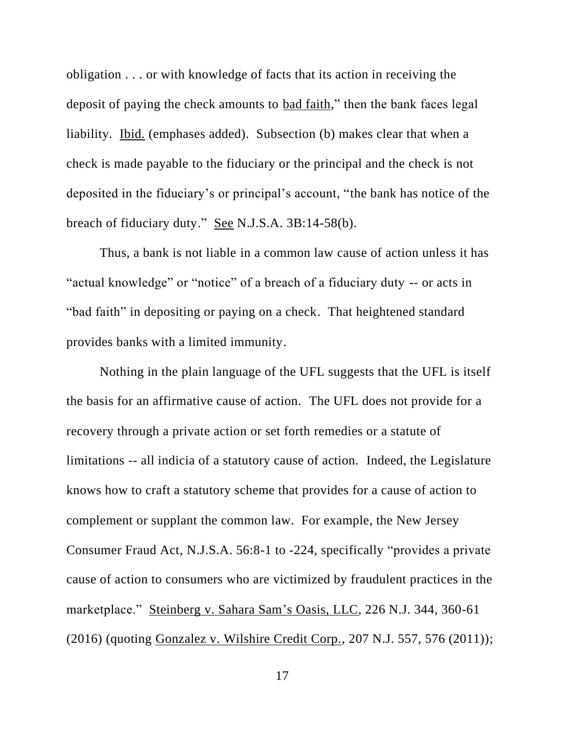obligation . . . or with knowledge of facts that its action in receiving the deposit of paying the check amounts to bad faith," then the bank faces legal liability. Ibid. (emphases added). Subsection (b) makes clear that when a check is made payable to the fiduciary or the principal and the check is not deposited in the fiduciary's or principal's account, "the bank has notice of the breach of fiduciary duty." See N.J.S.A. 3B:14-58(b).

Thus, a bank is not liable in a common law cause of action unless it has "actual knowledge" or "notice" of a breach of a fiduciary duty -- or acts in "bad faith" in depositing or paying on a check. That heightened standard provides banks with a limited immunity.

Nothing in the plain language of the UFL suggests that the UFL is itself the basis for an affirmative cause of action. The UFL does not provide for a recovery through a private action or set forth remedies or a statute of limitations -- all indicia of a statutory cause of action. Indeed, the Legislature knows how to craft a statutory scheme that provides for a cause of action to complement or supplant the common law. For example, the New Jersey Consumer Fraud Act, N.J.S.A. 56:8-1 to -224, specifically "provides a private cause of action to consumers who are victimized by fraudulent practices in the marketplace." Steinberg v. Sahara Sam's Oasis, LLC, 226 N.J. 344, 360-61 (2016) (quoting Gonzalez v. Wilshire Credit Corp., 207 N.J. 557, 576 (2011));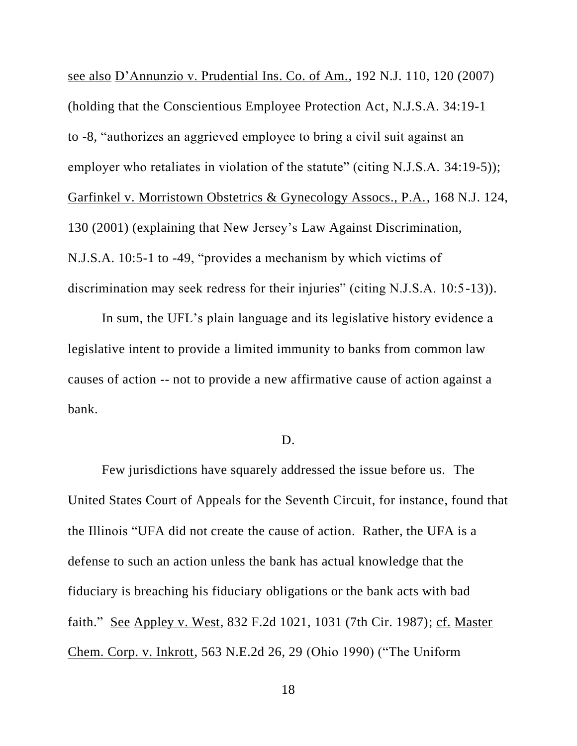see also D'Annunzio v. Prudential Ins. Co. of Am., 192 N.J. 110, 120 (2007) (holding that the Conscientious Employee Protection Act, N.J.S.A. 34:19-1 to -8, "authorizes an aggrieved employee to bring a civil suit against an employer who retaliates in violation of the statute" (citing N.J.S.A. 34:19-5)); Garfinkel v. Morristown Obstetrics & Gynecology Assocs., P.A., 168 N.J. 124, 130 (2001) (explaining that New Jersey's Law Against Discrimination, N.J.S.A. 10:5-1 to -49, "provides a mechanism by which victims of discrimination may seek redress for their injuries" (citing N.J.S.A. 10:5-13)).

In sum, the UFL's plain language and its legislative history evidence a legislative intent to provide a limited immunity to banks from common law causes of action -- not to provide a new affirmative cause of action against a bank.

D.

Few jurisdictions have squarely addressed the issue before us. The United States Court of Appeals for the Seventh Circuit, for instance, found that the Illinois "UFA did not create the cause of action. Rather, the UFA is a defense to such an action unless the bank has actual knowledge that the fiduciary is breaching his fiduciary obligations or the bank acts with bad faith." See Appley v. West, 832 F.2d 1021, 1031 (7th Cir. 1987); cf. Master Chem. Corp. v. Inkrott, 563 N.E.2d 26, 29 (Ohio 1990) ("The Uniform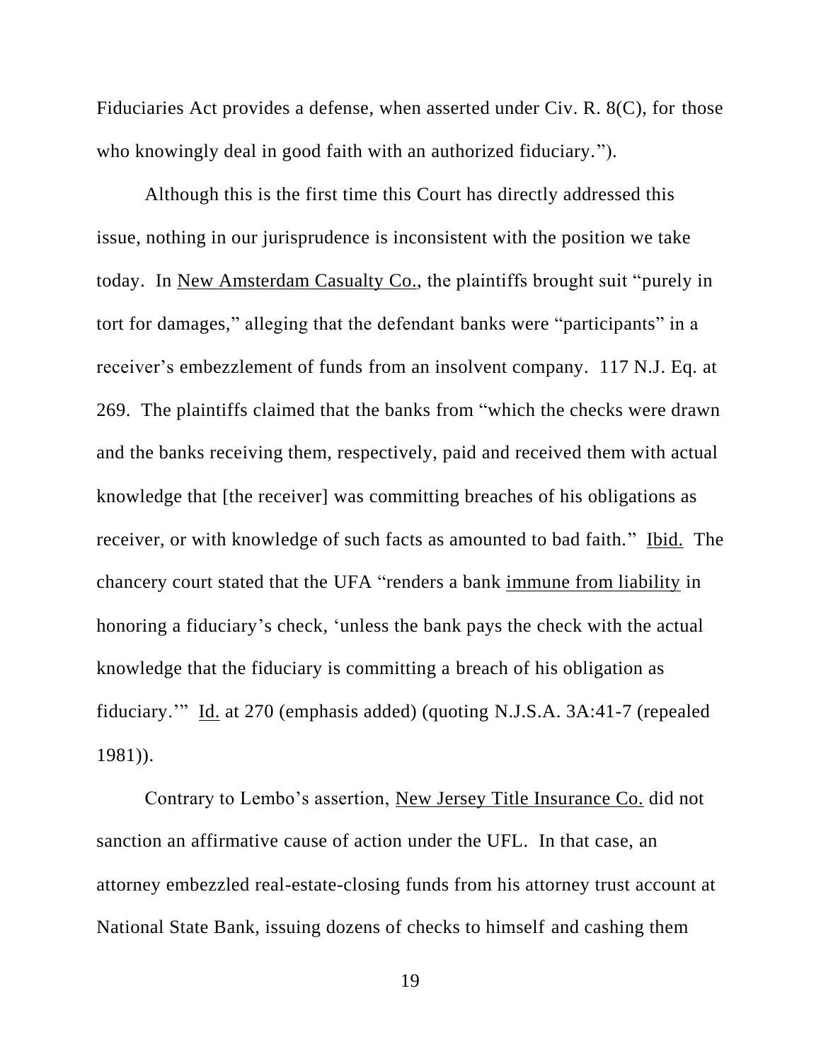Fiduciaries Act provides a defense, when asserted under Civ. R. 8(C), for those who knowingly deal in good faith with an authorized fiduciary.").

Although this is the first time this Court has directly addressed this issue, nothing in our jurisprudence is inconsistent with the position we take today. In New Amsterdam Casualty Co., the plaintiffs brought suit "purely in tort for damages," alleging that the defendant banks were "participants" in a receiver's embezzlement of funds from an insolvent company. 117 N.J. Eq. at 269. The plaintiffs claimed that the banks from "which the checks were drawn and the banks receiving them, respectively, paid and received them with actual knowledge that [the receiver] was committing breaches of his obligations as receiver, or with knowledge of such facts as amounted to bad faith." Ibid. The chancery court stated that the UFA "renders a bank immune from liability in honoring a fiduciary's check, 'unless the bank pays the check with the actual knowledge that the fiduciary is committing a breach of his obligation as fiduciary.'" Id. at 270 (emphasis added) (quoting N.J.S.A. 3A:41-7 (repealed 1981)).

Contrary to Lembo's assertion, New Jersey Title Insurance Co. did not sanction an affirmative cause of action under the UFL. In that case, an attorney embezzled real-estate-closing funds from his attorney trust account at National State Bank, issuing dozens of checks to himself and cashing them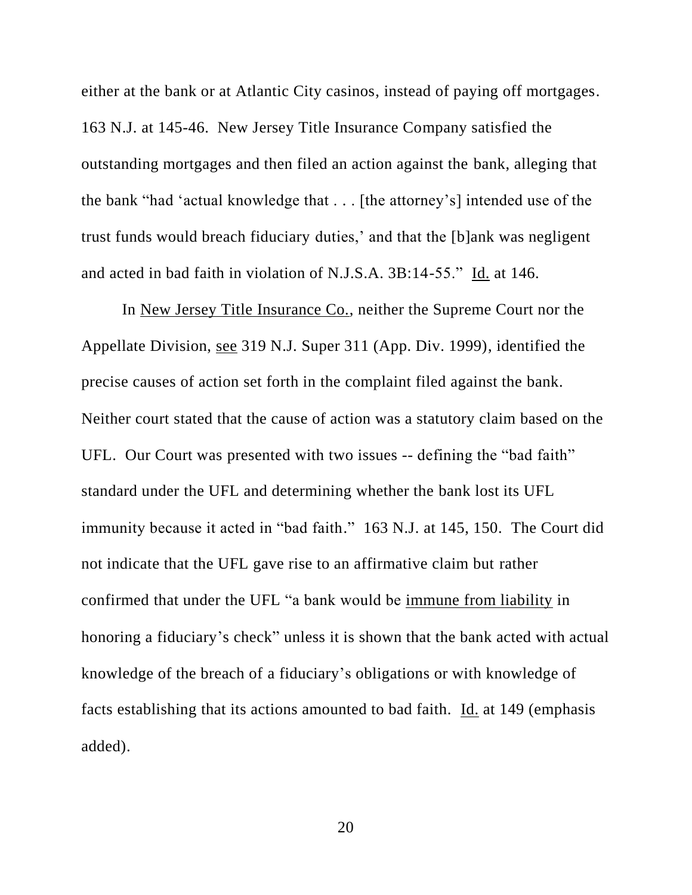either at the bank or at Atlantic City casinos, instead of paying off mortgages. 163 N.J. at 145-46. New Jersey Title Insurance Company satisfied the outstanding mortgages and then filed an action against the bank, alleging that the bank "had 'actual knowledge that . . . [the attorney's] intended use of the trust funds would breach fiduciary duties,' and that the [b]ank was negligent and acted in bad faith in violation of N.J.S.A. 3B:14-55." Id. at 146.

In New Jersey Title Insurance Co., neither the Supreme Court nor the Appellate Division, see 319 N.J. Super 311 (App. Div. 1999), identified the precise causes of action set forth in the complaint filed against the bank. Neither court stated that the cause of action was a statutory claim based on the UFL. Our Court was presented with two issues -- defining the "bad faith" standard under the UFL and determining whether the bank lost its UFL immunity because it acted in "bad faith." 163 N.J. at 145, 150. The Court did not indicate that the UFL gave rise to an affirmative claim but rather confirmed that under the UFL "a bank would be immune from liability in honoring a fiduciary's check" unless it is shown that the bank acted with actual knowledge of the breach of a fiduciary's obligations or with knowledge of facts establishing that its actions amounted to bad faith. Id. at 149 (emphasis added).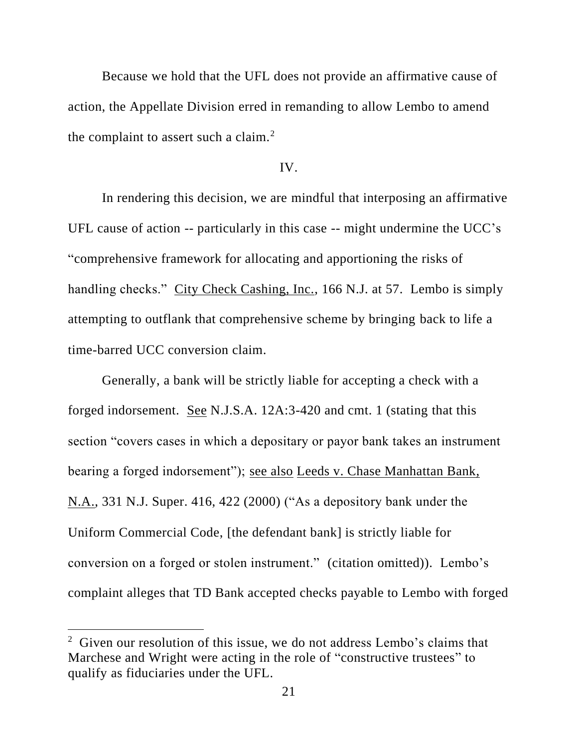Because we hold that the UFL does not provide an affirmative cause of action, the Appellate Division erred in remanding to allow Lembo to amend the complaint to assert such a claim.[2]

## IV.

In rendering this decision, we are mindful that interposing an affirmative UFL cause of action -- particularly in this case -- might undermine the UCC's "comprehensive framework for allocating and apportioning the risks of handling checks." City Check Cashing, Inc., 166 N.J. at 57. Lembo is simply attempting to outflank that comprehensive scheme by bringing back to life a time-barred UCC conversion claim.

Generally, a bank will be strictly liable for accepting a check with a forged indorsement. See N.J.S.A. 12A:3-420 and cmt. 1 (stating that this section "covers cases in which a depositary or payor bank takes an instrument bearing a forged indorsement"); see also Leeds v. Chase Manhattan Bank, N.A., 331 N.J. Super. 416, 422 (2000) ("As a depository bank under the Uniform Commercial Code, [the defendant bank] is strictly liable for conversion on a forged or stolen instrument." (citation omitted)). Lembo's complaint alleges that TD Bank accepted checks payable to Lembo with forged

---

[2] Given our resolution of this issue, we do not address Lembo's claims that Marchese and Wright were acting in the role of "constructive trustees" to qualify as fiduciaries under the UFL.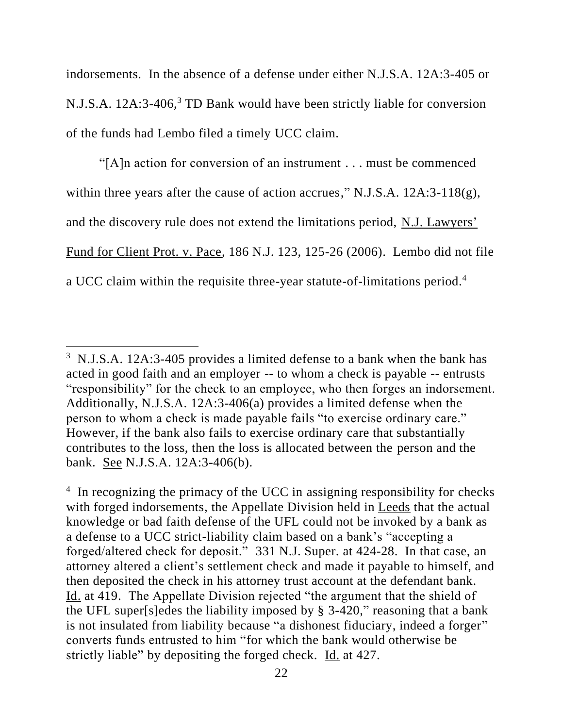indorsements. In the absence of a defense under either N.J.S.A. 12A:3-405 or N.J.S.A. 12A:3-406,[3] TD Bank would have been strictly liable for conversion of the funds had Lembo filed a timely UCC claim.

"[A]n action for conversion of an instrument . . . must be commenced within three years after the cause of action accrues," N.J.S.A. 12A:3-118(g), and the discovery rule does not extend the limitations period, N.J. Lawyers' Fund for Client Prot. v. Pace, 186 N.J. 123, 125-26 (2006). Lembo did not file a UCC claim within the requisite three-year statute-of-limitations period.[4]

---

[3] N.J.S.A. 12A:3-405 provides a limited defense to a bank when the bank has acted in good faith and an employer -- to whom a check is payable -- entrusts "responsibility" for the check to an employee, who then forges an indorsement. Additionally, N.J.S.A. 12A:3-406(a) provides a limited defense when the person to whom a check is made payable fails "to exercise ordinary care." However, if the bank also fails to exercise ordinary care that substantially contributes to the loss, then the loss is allocated between the person and the bank. See N.J.S.A. 12A:3-406(b).

[4] In recognizing the primacy of the UCC in assigning responsibility for checks with forged indorsements, the Appellate Division held in Leeds that the actual knowledge or bad faith defense of the UFL could not be invoked by a bank as a defense to a UCC strict-liability claim based on a bank's "accepting a forged/altered check for deposit." 331 N.J. Super. at 424-28. In that case, an attorney altered a client's settlement check and made it payable to himself, and then deposited the check in his attorney trust account at the defendant bank. Id. at 419. The Appellate Division rejected "the argument that the shield of the UFL super[s]edes the liability imposed by § 3-420," reasoning that a bank is not insulated from liability because "a dishonest fiduciary, indeed a forger" converts funds entrusted to him "for which the bank would otherwise be strictly liable" by depositing the forged check. Id. at 427.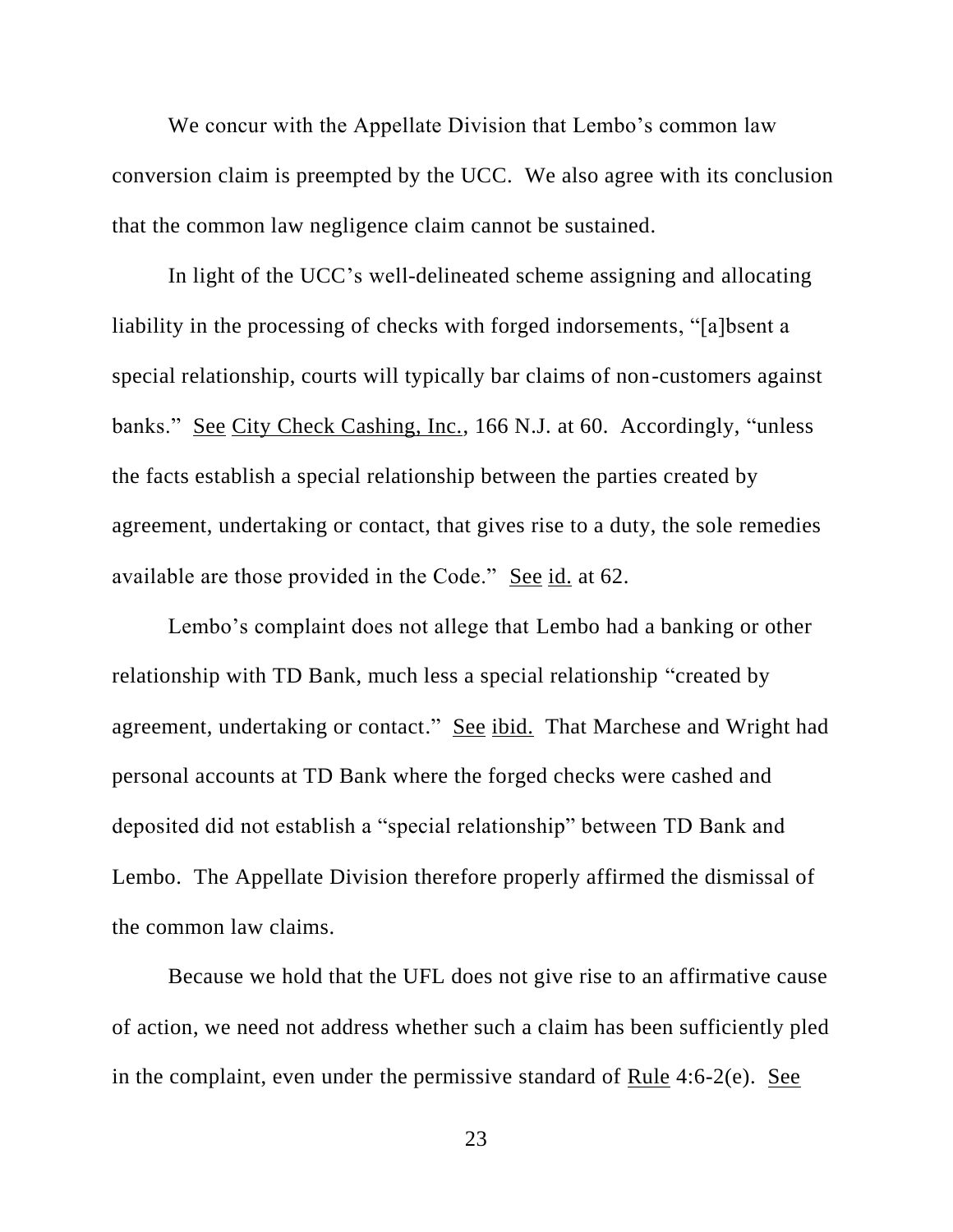We concur with the Appellate Division that Lembo's common law conversion claim is preempted by the UCC. We also agree with its conclusion that the common law negligence claim cannot be sustained.

In light of the UCC's well-delineated scheme assigning and allocating liability in the processing of checks with forged indorsements, "[a]bsent a special relationship, courts will typically bar claims of non-customers against banks." See City Check Cashing, Inc., 166 N.J. at 60. Accordingly, "unless the facts establish a special relationship between the parties created by agreement, undertaking or contact, that gives rise to a duty, the sole remedies available are those provided in the Code." See id. at 62.

Lembo's complaint does not allege that Lembo had a banking or other relationship with TD Bank, much less a special relationship "created by agreement, undertaking or contact." See ibid. That Marchese and Wright had personal accounts at TD Bank where the forged checks were cashed and deposited did not establish a "special relationship" between TD Bank and Lembo. The Appellate Division therefore properly affirmed the dismissal of the common law claims.

Because we hold that the UFL does not give rise to an affirmative cause of action, we need not address whether such a claim has been sufficiently pled in the complaint, even under the permissive standard of Rule 4:6-2(e). See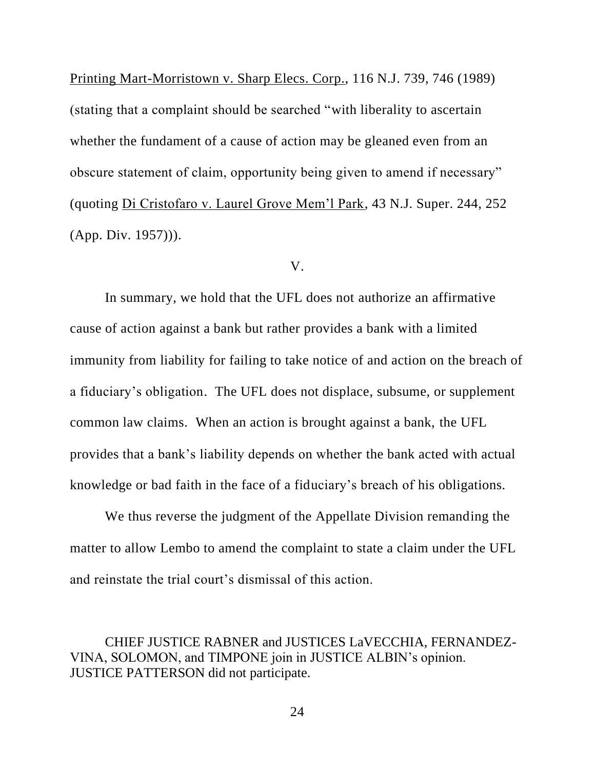Printing Mart-Morristown v. Sharp Elecs. Corp., 116 N.J. 739, 746 (1989) (stating that a complaint should be searched "with liberality to ascertain whether the fundament of a cause of action may be gleaned even from an obscure statement of claim, opportunity being given to amend if necessary" (quoting Di Cristofaro v. Laurel Grove Mem'l Park, 43 N.J. Super. 244, 252 (App. Div. 1957))).

V.

In summary, we hold that the UFL does not authorize an affirmative cause of action against a bank but rather provides a bank with a limited immunity from liability for failing to take notice of and action on the breach of a fiduciary's obligation. The UFL does not displace, subsume, or supplement common law claims. When an action is brought against a bank, the UFL provides that a bank's liability depends on whether the bank acted with actual knowledge or bad faith in the face of a fiduciary's breach of his obligations.

We thus reverse the judgment of the Appellate Division remanding the matter to allow Lembo to amend the complaint to state a claim under the UFL and reinstate the trial court's dismissal of this action.

CHIEF JUSTICE RABNER and JUSTICES LaVECCHIA, FERNANDEZ-VINA, SOLOMON, and TIMPONE join in JUSTICE ALBIN's opinion. JUSTICE PATTERSON did not participate.